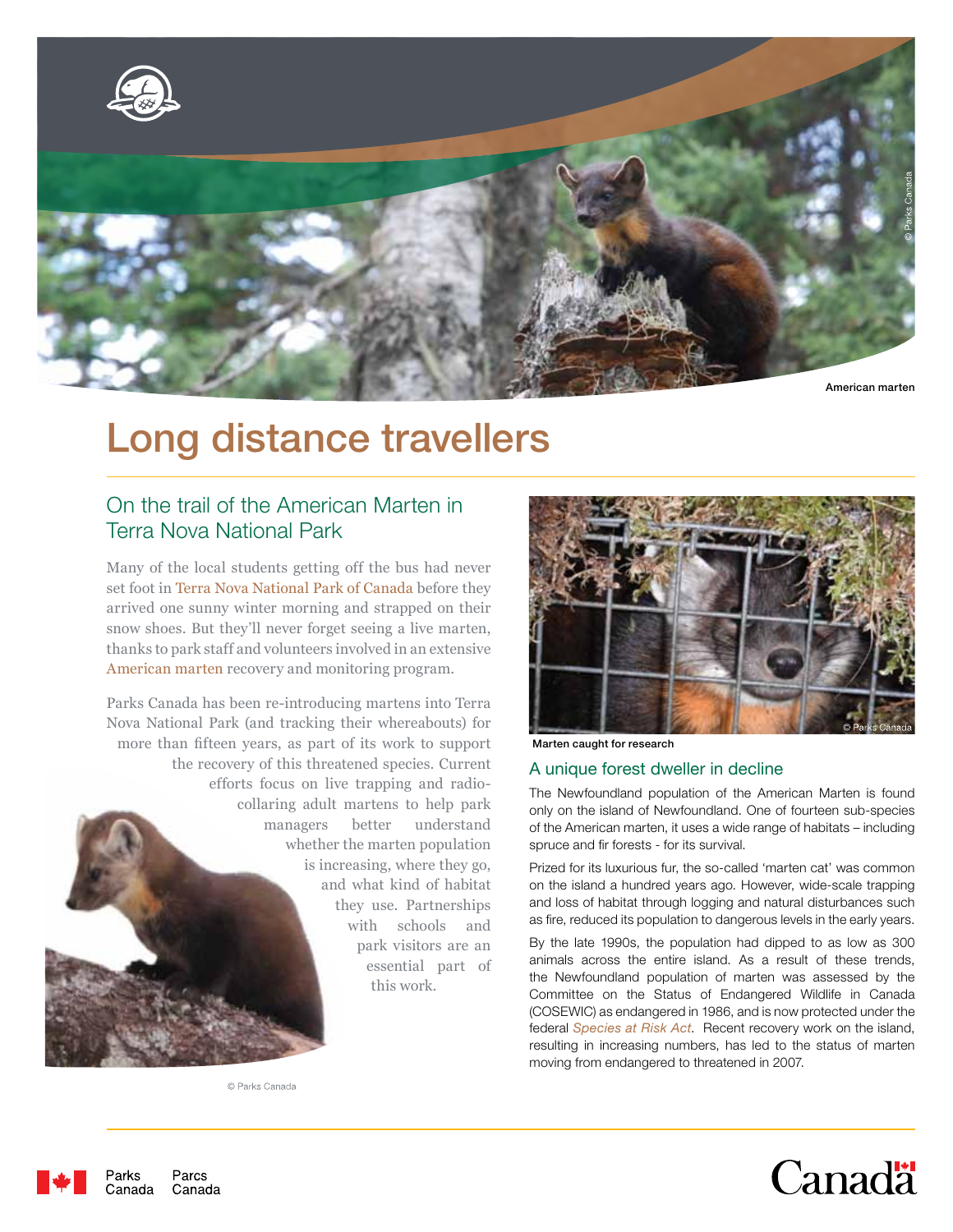American marten

# Long distance travellers

## On the trail of the American Marten in Terra Nova National Park

Many of the local students getting off the bus had never set foot in Terra Nova National Park of Canada before they arrived one sunny winter morning and strapped on their snow shoes. But they'll never forget seeing a live marten, thanks to park staff and volunteers involved in an extensive American marten recovery and monitoring program.

Parks Canada has been re-introducing martens into Terra Nova National Park (and tracking their whereabouts) for more than fifteen years, as part of its work to support the recovery of this threatened species. Current efforts focus on live trapping and radio-collaring adult martens to help park managers better understand whether the marten population is increasing, where they go, and what kind of habitat they use. Partnerships with schools and park visitors are an essential part of this work.

Marten caught for research

### A unique forest dweller in decline

The Newfoundland population of the American Marten is found only on the island of Newfoundland. One of fourteen sub-species of the American marten, it uses a wide range of habitats – including spruce and fir forests - for its survival.

Prized for its luxurious fur, the so-called 'marten cat' was common on the island a hundred years ago. However, wide-scale trapping and loss of habitat through logging and natural disturbances such as fire, reduced its population to dangerous levels in the early years.

By the late 1990s, the population had dipped to as low as 300 animals across the entire island. As a result of these trends, the Newfoundland population of marten was assessed by the Committee on the Status of Endangered Wildlife in Canada (COSEWIC) as endangered in 1986, and is now protected under the federal *Species at Risk Act*. Recent recovery work on the island, resulting in increasing numbers, has led to the status of marten moving from endangered to threatened in 2007.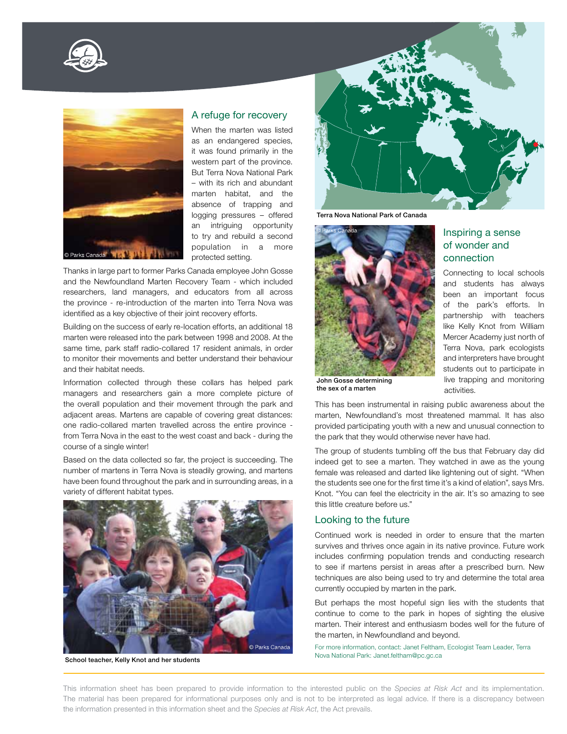## A refuge for recovery

When the marten was listed as an endangered species, it was found primarily in the western part of the province. But Terra Nova National Park – with its rich and abundant marten habitat, and the absence of trapping and logging pressures – offered an intriguing opportunity to try and rebuild a second population in a more protected setting.

Thanks in large part to former Parks Canada employee John Gosse and the Newfoundland Marten Recovery Team - which included researchers, land managers, and educators from all across the province - re-introduction of the marten into Terra Nova was identified as a key objective of their joint recovery efforts.

Building on the success of early re-location efforts, an additional 18 marten were released into the park between 1998 and 2008. At the same time, park staff radio-collared 17 resident animals, in order to monitor their movements and better understand their behaviour and their habitat needs.

Information collected through these collars has helped park managers and researchers gain a more complete picture of the overall population and their movement through the park and adjacent areas. Martens are capable of covering great distances: one radio-collared marten travelled across the entire province - from Terra Nova in the east to the west coast and back - during the course of a single winter!

Based on the data collected so far, the project is succeeding. The number of martens in Terra Nova is steadily growing, and martens have been found throughout the park and in surrounding areas, in a variety of different habitat types.

School teacher, Kelly Knot and her students

Terra Nova National Park of Canada

John Gosse determining the sex of a marten

## Inspiring a sense of wonder and connection

Connecting to local schools and students has always been an important focus of the park's efforts. In partnership with teachers like Kelly Knot from William Mercer Academy just north of Terra Nova, park ecologists and interpreters have brought students out to participate in live trapping and monitoring activities.

This has been instrumental in raising public awareness about the marten, Newfoundland's most threatened mammal. It has also provided participating youth with a new and unusual connection to the park that they would otherwise never have had.

The group of students tumbling off the bus that February day did indeed get to see a marten. They watched in awe as the young female was released and darted like lightening out of sight. "When the students see one for the first time it's a kind of elation", says Mrs. Knot. "You can feel the electricity in the air. It's so amazing to see this little creature before us."

## Looking to the future

Continued work is needed in order to ensure that the marten survives and thrives once again in its native province. Future work includes confirming population trends and conducting research to see if martens persist in areas after a prescribed burn. New techniques are also being used to try and determine the total area currently occupied by marten in the park.

But perhaps the most hopeful sign lies with the students that continue to come to the park in hopes of sighting the elusive marten. Their interest and enthusiasm bodes well for the future of the marten, in Newfoundland and beyond.

For more information, contact: Janet Feltham, Ecologist Team Leader, Terra Nova National Park: Janet.feltham@pc.gc.ca

This information sheet has been prepared to provide information to the interested public on the *Species at Risk Act* and its implementation. The material has been prepared for informational purposes only and is not to be interpreted as legal advice. If there is a discrepancy between the information presented in this information sheet and the *Species at Risk Act*, the Act prevails.